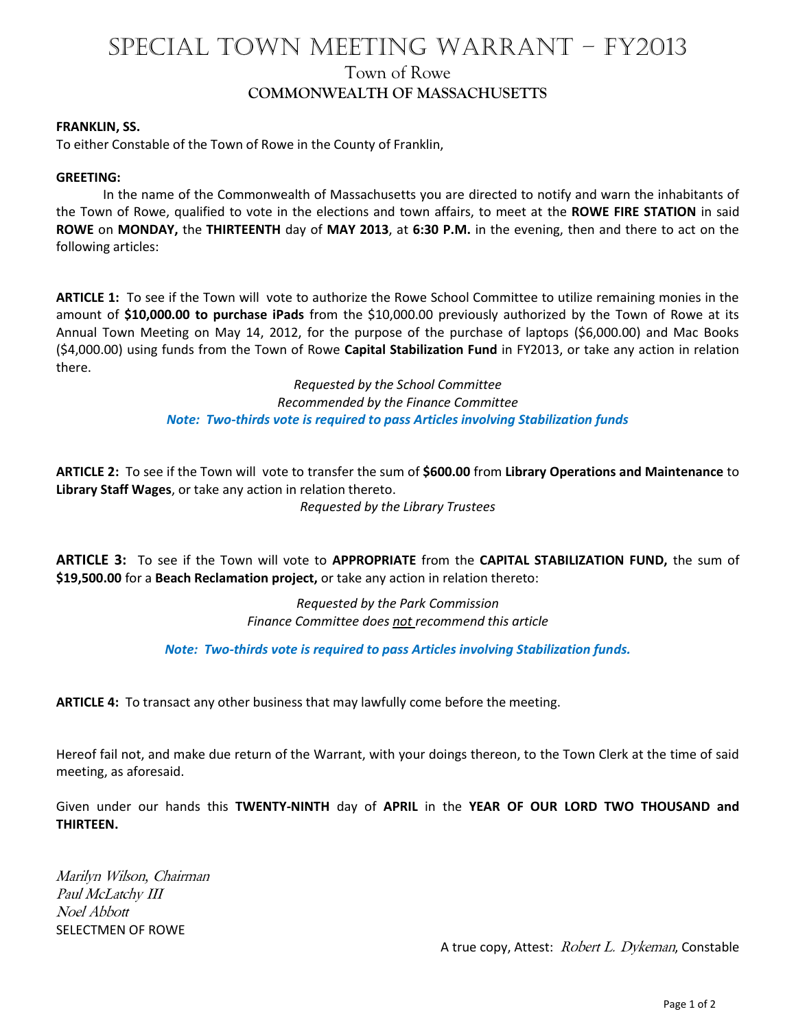# Special Town Meeting Warrant – FY2013

## Town of Rowe

### COMMONWEALTH OF MASSACHUSETTS

**FRANKLIN, SS.**

To either Constable of the Town of Rowe in the County of Franklin,

**GREETING:**

In the name of the Commonwealth of Massachusetts you are directed to notify and warn the inhabitants of the Town of Rowe, qualified to vote in the elections and town affairs, to meet at the **ROWE FIRE STATION** in said **ROWE** on **MONDAY,** the **THIRTEENTH** day of **MAY 2013**, at **6:30 P.M.** in the evening, then and there to act on the following articles:

**ARTICLE 1:** To see if the Town will vote to authorize the Rowe School Committee to utilize remaining monies in the amount of **$10,000.00 to purchase iPads** from the $10,000.00 previously authorized by the Town of Rowe at its Annual Town Meeting on May 14, 2012, for the purpose of the purchase of laptops ($6,000.00) and Mac Books ($4,000.00) using funds from the Town of Rowe **Capital Stabilization Fund** in FY2013, or take any action in relation there.

*Requested by the School Committee*
*Recommended by the Finance Committee*
***Note: Two-thirds vote is required to pass Articles involving Stabilization funds***

**ARTICLE 2:** To see if the Town will vote to transfer the sum of **$600.00** from **Library Operations and Maintenance** to **Library Staff Wages**, or take any action in relation thereto.

*Requested by the Library Trustees*

**ARTICLE 3:** To see if the Town will vote to **APPROPRIATE** from the **CAPITAL STABILIZATION FUND,** the sum of **$19,500.00** for a **Beach Reclamation project,** or take any action in relation thereto:

*Requested by the Park Commission*
*Finance Committee does not recommend this article*

***Note: Two-thirds vote is required to pass Articles involving Stabilization funds.***

**ARTICLE 4:** To transact any other business that may lawfully come before the meeting.

Hereof fail not, and make due return of the Warrant, with your doings thereon, to the Town Clerk at the time of said meeting, as aforesaid.

Given under our hands this **TWENTY-NINTH** day of **APRIL** in the **YEAR OF OUR LORD TWO THOUSAND and THIRTEEN.**

*Marilyn Wilson, Chairman*
*Paul McLatchy III*
*Noel Abbott*
SELECTMEN OF ROWE

A true copy, Attest: *Robert L. Dykeman*, Constable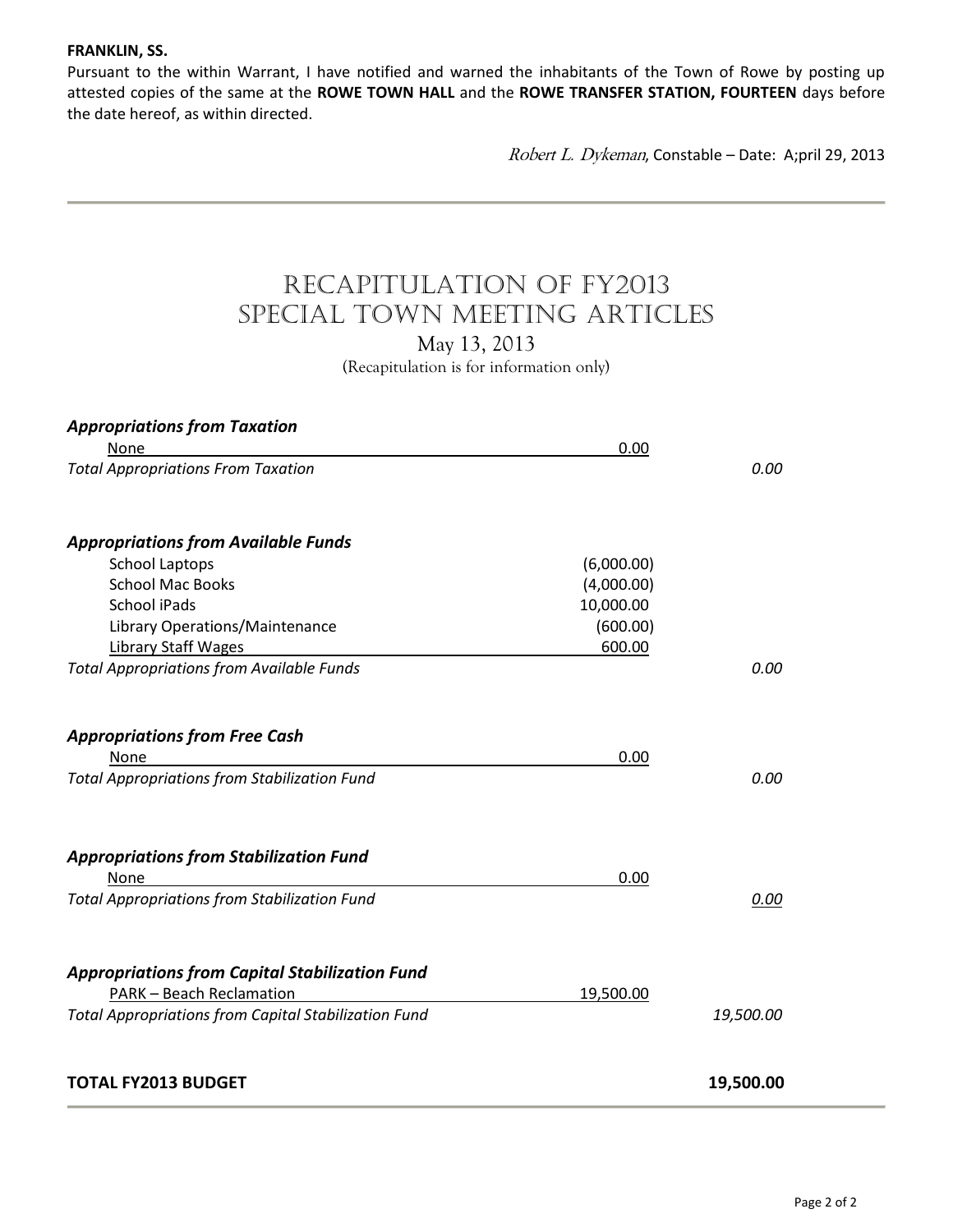**FRANKLIN, SS.**
Pursuant to the within Warrant, I have notified and warned the inhabitants of the Town of Rowe by posting up attested copies of the same at the **ROWE TOWN HALL** and the **ROWE TRANSFER STATION, FOURTEEN** days before the date hereof, as within directed.

*Robert L. Dykeman*, Constable – Date: A;pril 29, 2013

---

# RECAPITULATION OF FY2013 SPECIAL TOWN MEETING ARTICLES

May 13, 2013

(Recapitulation is for information only)

| | | |
|---|---|---|
| ***Appropriations from Taxation*** | | |
| None | 0.00 | |
| *Total Appropriations From Taxation* | | *0.00* |
| ***Appropriations from Available Funds*** | | |
| School Laptops | (6,000.00) | |
| School Mac Books | (4,000.00) | |
| School iPads | 10,000.00 | |
| Library Operations/Maintenance | (600.00) | |
| Library Staff Wages | 600.00 | |
| *Total Appropriations from Available Funds* | | *0.00* |
| ***Appropriations from Free Cash*** | | |
| None | 0.00 | |
| *Total Appropriations from Stabilization Fund* | | *0.00* |
| ***Appropriations from Stabilization Fund*** | | |
| None | 0.00 | |
| *Total Appropriations from Stabilization Fund* | | *0.00* |
| ***Appropriations from Capital Stabilization Fund*** | | |
| PARK – Beach Reclamation | 19,500.00 | |
| *Total Appropriations from Capital Stabilization Fund* | | *19,500.00* |
| **TOTAL FY2013 BUDGET** | | **19,500.00** |